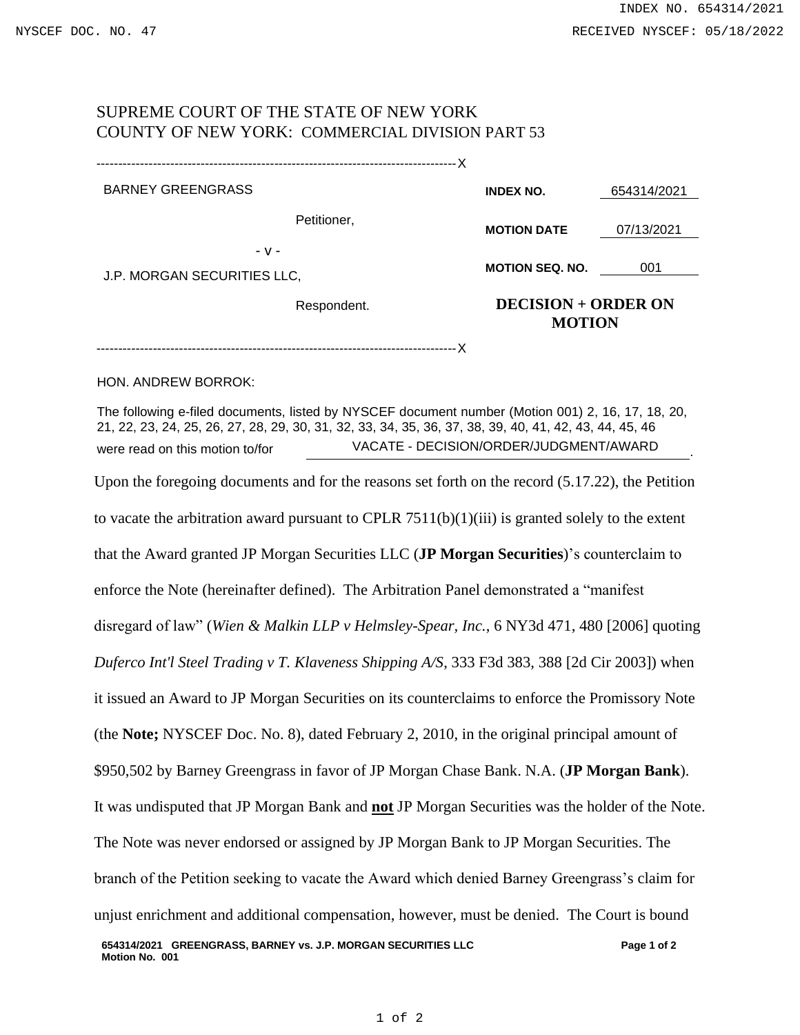SUPREME COURT OF THE STATE OF NEW YORK
COUNTY OF NEW YORK: COMMERCIAL DIVISION PART 53

---

| | | |
|---|---|---|
| BARNEY GREENGRASS | **INDEX NO.** | 654314/2021 |
| Petitioner, | **MOTION DATE** | 07/13/2021 |
| - v - | | |
| J.P. MORGAN SECURITIES LLC, | **MOTION SEQ. NO.** | 001 |
| Respondent. | **DECISION + ORDER ON MOTION** | |

---

HON. ANDREW BORROK:

The following e-filed documents, listed by NYSCEF document number (Motion 001) 2, 16, 17, 18, 20, 21, 22, 23, 24, 25, 26, 27, 28, 29, 30, 31, 32, 33, 34, 35, 36, 37, 38, 39, 40, 41, 42, 43, 44, 45, 46 were read on this motion to/for VACATE - DECISION/ORDER/JUDGMENT/AWARD.

Upon the foregoing documents and for the reasons set forth on the record (5.17.22), the Petition to vacate the arbitration award pursuant to CPLR 7511(b)(1)(iii) is granted solely to the extent that the Award granted JP Morgan Securities LLC (**JP Morgan Securities**)'s counterclaim to enforce the Note (hereinafter defined). The Arbitration Panel demonstrated a "manifest disregard of law" (*Wien & Malkin LLP v Helmsley-Spear, Inc.*, 6 NY3d 471, 480 [2006] quoting *Duferco Int'l Steel Trading v T. Klaveness Shipping A/S*, 333 F3d 383, 388 [2d Cir 2003]) when it issued an Award to JP Morgan Securities on its counterclaims to enforce the Promissory Note (the **Note;** NYSCEF Doc. No. 8), dated February 2, 2010, in the original principal amount of $950,502 by Barney Greengrass in favor of JP Morgan Chase Bank. N.A. (**JP Morgan Bank**). It was undisputed that JP Morgan Bank and **<u>not</u>** JP Morgan Securities was the holder of the Note. The Note was never endorsed or assigned by JP Morgan Bank to JP Morgan Securities. The branch of the Petition seeking to vacate the Award which denied Barney Greengrass's claim for unjust enrichment and additional compensation, however, must be denied. The Court is bound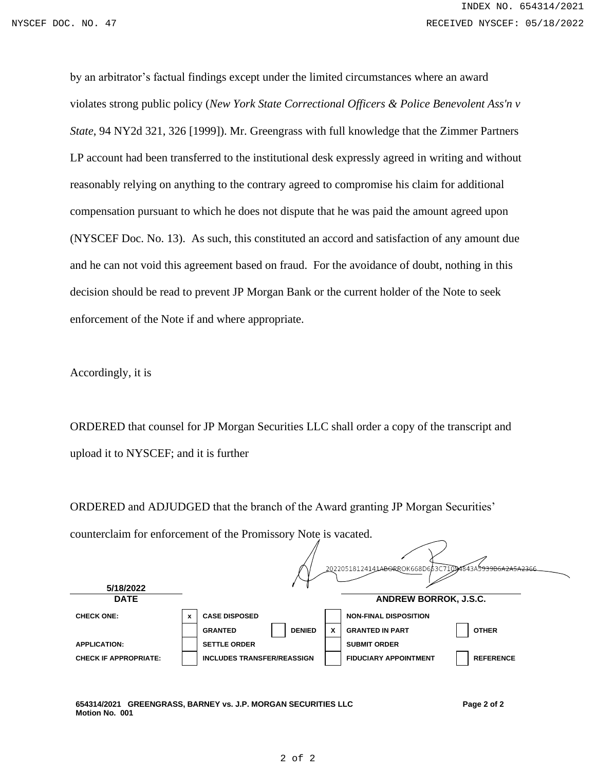by an arbitrator's factual findings except under the limited circumstances where an award violates strong public policy (*New York State Correctional Officers & Police Benevolent Ass'n v State*, 94 NY2d 321, 326 [1999]). Mr. Greengrass with full knowledge that the Zimmer Partners LP account had been transferred to the institutional desk expressly agreed in writing and without reasonably relying on anything to the contrary agreed to compromise his claim for additional compensation pursuant to which he does not dispute that he was paid the amount agreed upon (NYSCEF Doc. No. 13). As such, this constituted an accord and satisfaction of any amount due and he can not void this agreement based on fraud. For the avoidance of doubt, nothing in this decision should be read to prevent JP Morgan Bank or the current holder of the Note to seek enforcement of the Note if and where appropriate.

Accordingly, it is

ORDERED that counsel for JP Morgan Securities LLC shall order a copy of the transcript and upload it to NYSCEF; and it is further

ORDERED and ADJUDGED that the branch of the Award granting JP Morgan Securities' counterclaim for enforcement of the Promissory Note is vacated.

20220518124141ABORROK668D653C71054843A5939B6A2A5A2366

**5/18/2022**
**DATE**

**ANDREW BORROK, J.S.C.**

| | | | | | | | | |
|---|---|---|---|---|---|---|---|---|
| **CHECK ONE:** | x | **CASE DISPOSED** | | | | **NON-FINAL DISPOSITION** | | |
| | | **GRANTED** | | **DENIED** | X | **GRANTED IN PART** | | **OTHER** |
| **APPLICATION:** | | **SETTLE ORDER** | | | | **SUBMIT ORDER** | | |
| **CHECK IF APPROPRIATE:** | | **INCLUDES TRANSFER/REASSIGN** | | | | **FIDUCIARY APPOINTMENT** | | **REFERENCE** |

**654314/2021 GREENGRASS, BARNEY vs. J.P. MORGAN SECURITIES LLC**
**Motion No. 001**